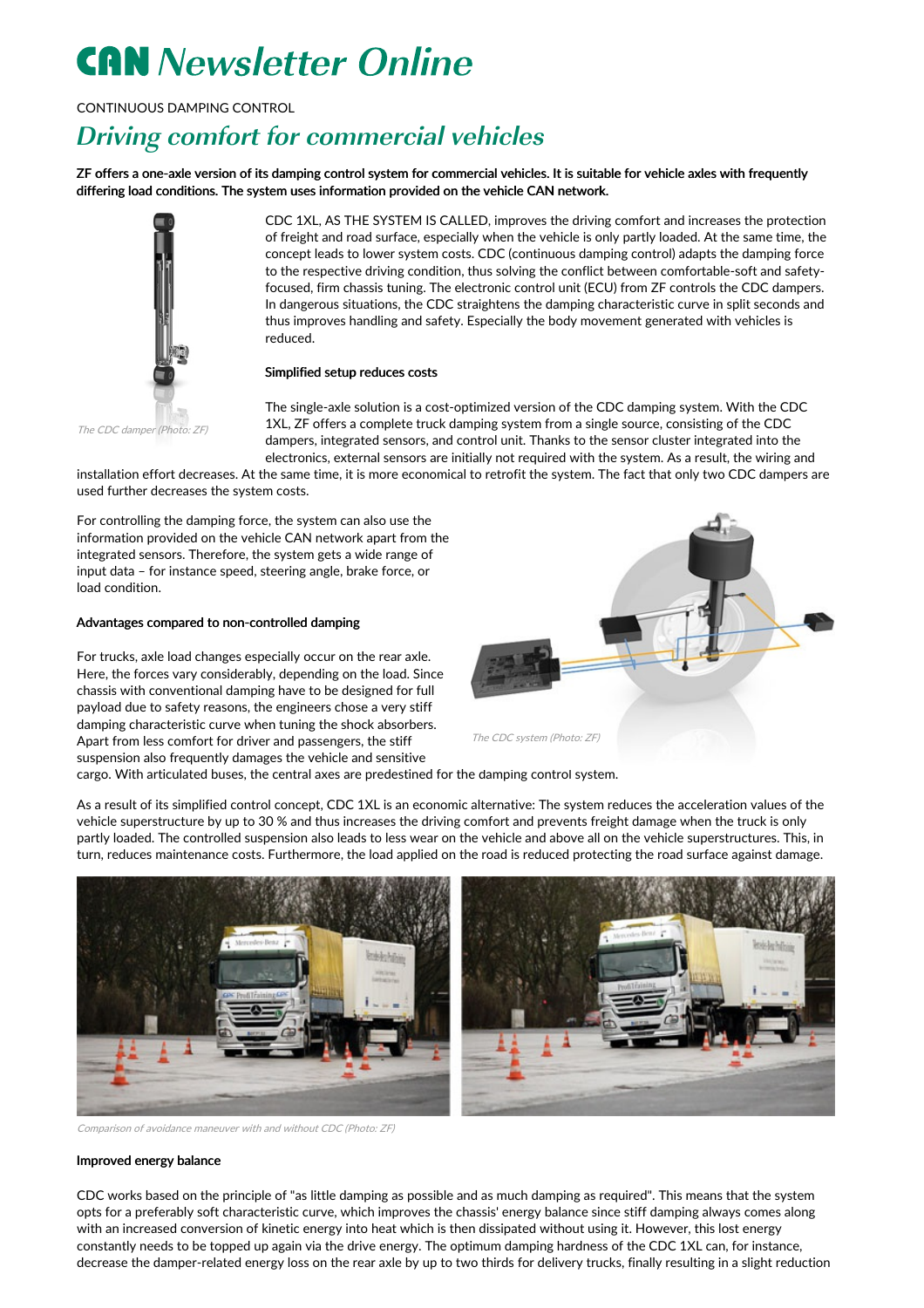# CAN Newsletter Online

CONTINUOUS DAMPING CONTROL

## *Driving comfort for commercial vehicles*

**ZF offers a one-axle version of its damping control system for commercial vehicles. It is suitable for vehicle axles with frequently differing load conditions. The system uses information provided on the vehicle CAN network.**

*The CDC damper (Photo: ZF)*

CDC 1XL, AS THE SYSTEM IS CALLED, improves the driving comfort and increases the protection of freight and road surface, especially when the vehicle is only partly loaded. At the same time, the concept leads to lower system costs. CDC (continuous damping control) adapts the damping force to the respective driving condition, thus solving the conflict between comfortable-soft and safety-focused, firm chassis tuning. The electronic control unit (ECU) from ZF controls the CDC dampers. In dangerous situations, the CDC straightens the damping characteristic curve in split seconds and thus improves handling and safety. Especially the body movement generated with vehicles is reduced.

#### Simplified setup reduces costs

The single-axle solution is a cost-optimized version of the CDC damping system. With the CDC 1XL, ZF offers a complete truck damping system from a single source, consisting of the CDC dampers, integrated sensors, and control unit. Thanks to the sensor cluster integrated into the electronics, external sensors are initially not required with the system. As a result, the wiring and installation effort decreases. At the same time, it is more economical to retrofit the system. The fact that only two CDC dampers are used further decreases the system costs.

For controlling the damping force, the system can also use the information provided on the vehicle CAN network apart from the integrated sensors. Therefore, the system gets a wide range of input data – for instance speed, steering angle, brake force, or load condition.

*The CDC system (Photo: ZF)*

#### Advantages compared to non-controlled damping

For trucks, axle load changes especially occur on the rear axle. Here, the forces vary considerably, depending on the load. Since chassis with conventional damping have to be designed for full payload due to safety reasons, the engineers chose a very stiff damping characteristic curve when tuning the shock absorbers. Apart from less comfort for driver and passengers, the stiff suspension also frequently damages the vehicle and sensitive cargo. With articulated buses, the central axes are predestined for the damping control system.

As a result of its simplified control concept, CDC 1XL is an economic alternative: The system reduces the acceleration values of the vehicle superstructure by up to 30 % and thus increases the driving comfort and prevents freight damage when the truck is only partly loaded. The controlled suspension also leads to less wear on the vehicle and above all on the vehicle superstructures. This, in turn, reduces maintenance costs. Furthermore, the load applied on the road is reduced protecting the road surface against damage.

*Comparison of avoidance maneuver with and without CDC (Photo: ZF)*

#### Improved energy balance

CDC works based on the principle of "as little damping as possible and as much damping as required". This means that the system opts for a preferably soft characteristic curve, which improves the chassis' energy balance since stiff damping always comes along with an increased conversion of kinetic energy into heat which is then dissipated without using it. However, this lost energy constantly needs to be topped up again via the drive energy. The optimum damping hardness of the CDC 1XL can, for instance, decrease the damper-related energy loss on the rear axle by up to two thirds for delivery trucks, finally resulting in a slight reduction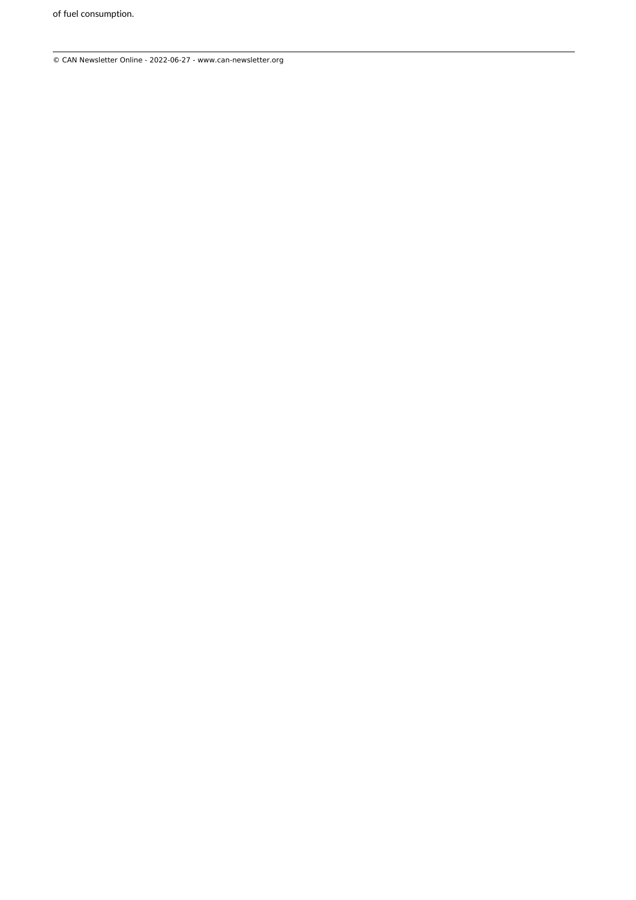of fuel consumption.